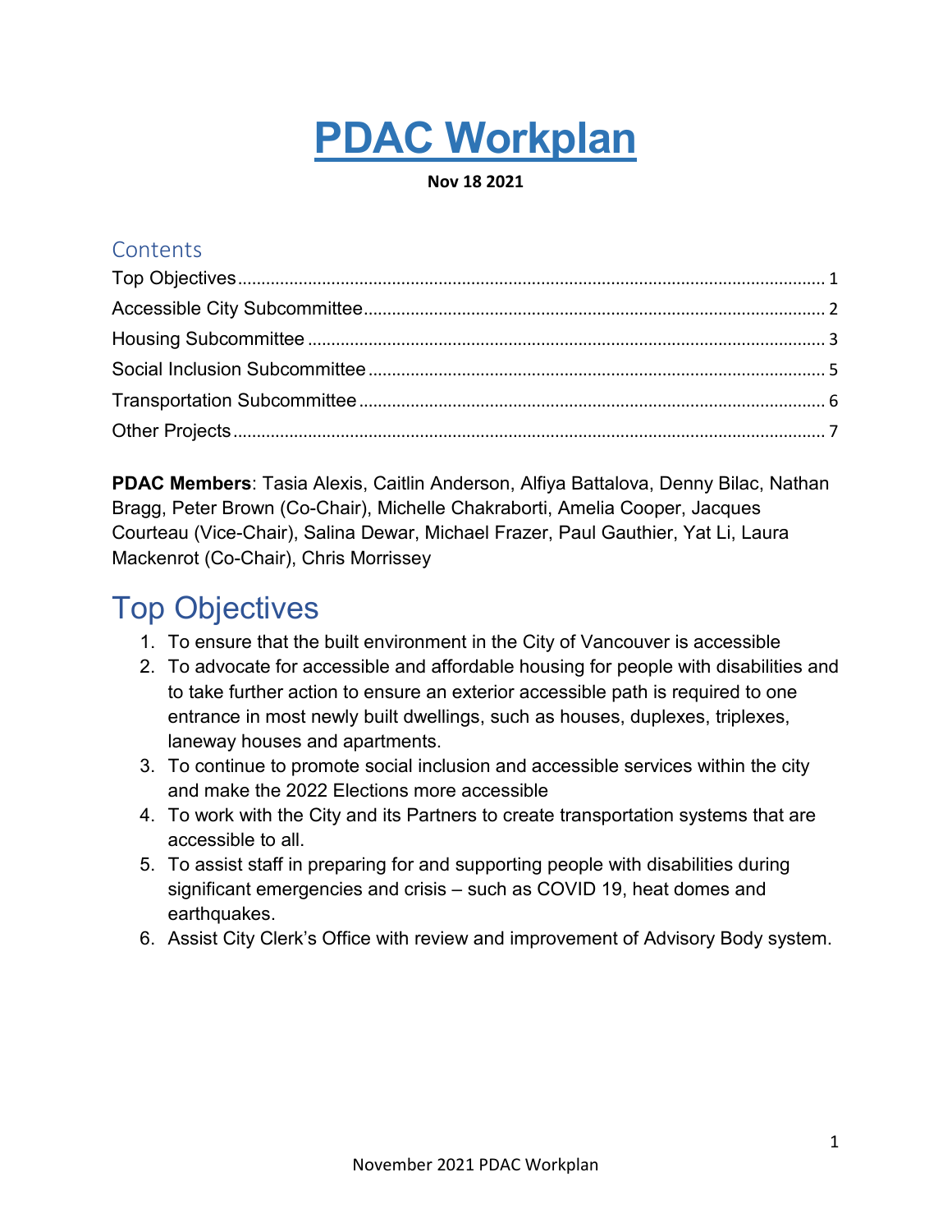# PDAC Workplan

**Nov 18 2021**

## Contents

Top Objectives ..... 1
Accessible City Subcommittee ..... 2
Housing Subcommittee ..... 3
Social Inclusion Subcommittee ..... 5
Transportation Subcommittee ..... 6
Other Projects ..... 7

**PDAC Members**: Tasia Alexis, Caitlin Anderson, Alfiya Battalova, Denny Bilac, Nathan Bragg, Peter Brown (Co-Chair), Michelle Chakraborti, Amelia Cooper, Jacques Courteau (Vice-Chair), Salina Dewar, Michael Frazer, Paul Gauthier, Yat Li, Laura Mackenrot (Co-Chair), Chris Morrissey

## Top Objectives

1. To ensure that the built environment in the City of Vancouver is accessible
2. To advocate for accessible and affordable housing for people with disabilities and to take further action to ensure an exterior accessible path is required to one entrance in most newly built dwellings, such as houses, duplexes, triplexes, laneway houses and apartments.
3. To continue to promote social inclusion and accessible services within the city and make the 2022 Elections more accessible
4. To work with the City and its Partners to create transportation systems that are accessible to all.
5. To assist staff in preparing for and supporting people with disabilities during significant emergencies and crisis – such as COVID 19, heat domes and earthquakes.
6. Assist City Clerk's Office with review and improvement of Advisory Body system.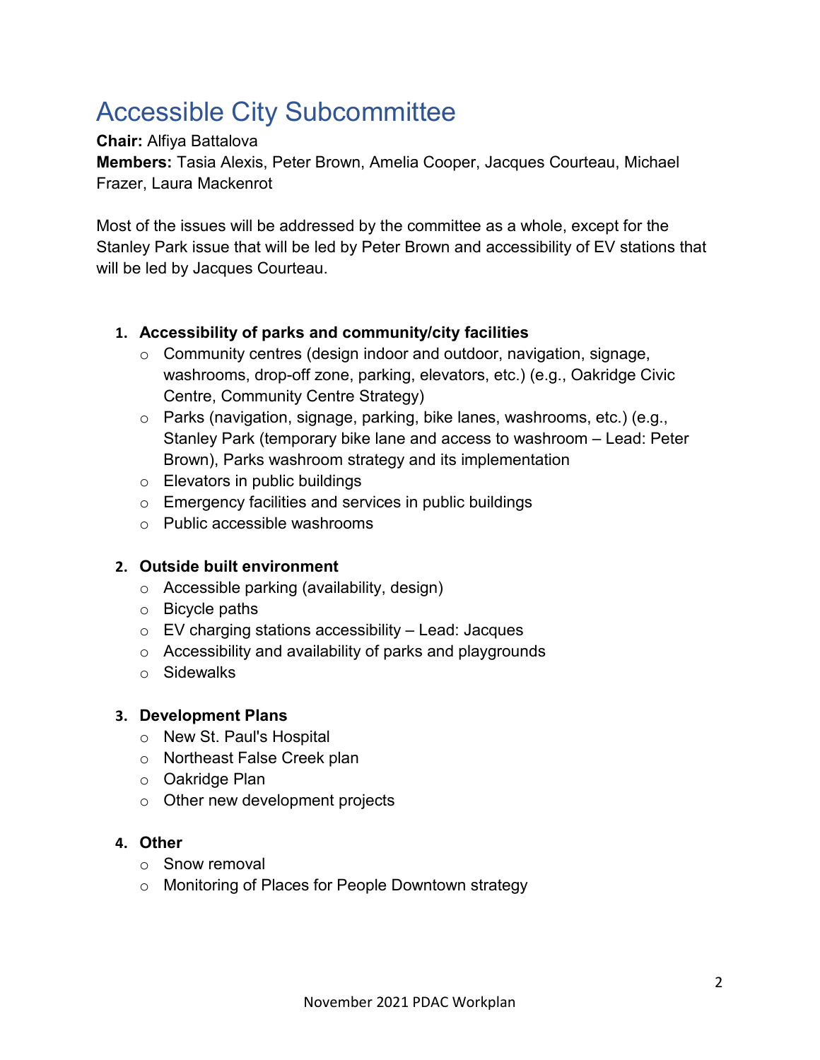# Accessible City Subcommittee

**Chair:** Alfiya Battalova
**Members:** Tasia Alexis, Peter Brown, Amelia Cooper, Jacques Courteau, Michael Frazer, Laura Mackenrot

Most of the issues will be addressed by the committee as a whole, except for the Stanley Park issue that will be led by Peter Brown and accessibility of EV stations that will be led by Jacques Courteau.

1. **Accessibility of parks and community/city facilities**
   - Community centres (design indoor and outdoor, navigation, signage, washrooms, drop-off zone, parking, elevators, etc.) (e.g., Oakridge Civic Centre, Community Centre Strategy)
   - Parks (navigation, signage, parking, bike lanes, washrooms, etc.) (e.g., Stanley Park (temporary bike lane and access to washroom – Lead: Peter Brown), Parks washroom strategy and its implementation
   - Elevators in public buildings
   - Emergency facilities and services in public buildings
   - Public accessible washrooms

2. **Outside built environment**
   - Accessible parking (availability, design)
   - Bicycle paths
   - EV charging stations accessibility – Lead: Jacques
   - Accessibility and availability of parks and playgrounds
   - Sidewalks

3. **Development Plans**
   - New St. Paul's Hospital
   - Northeast False Creek plan
   - Oakridge Plan
   - Other new development projects

4. **Other**
   - Snow removal
   - Monitoring of Places for People Downtown strategy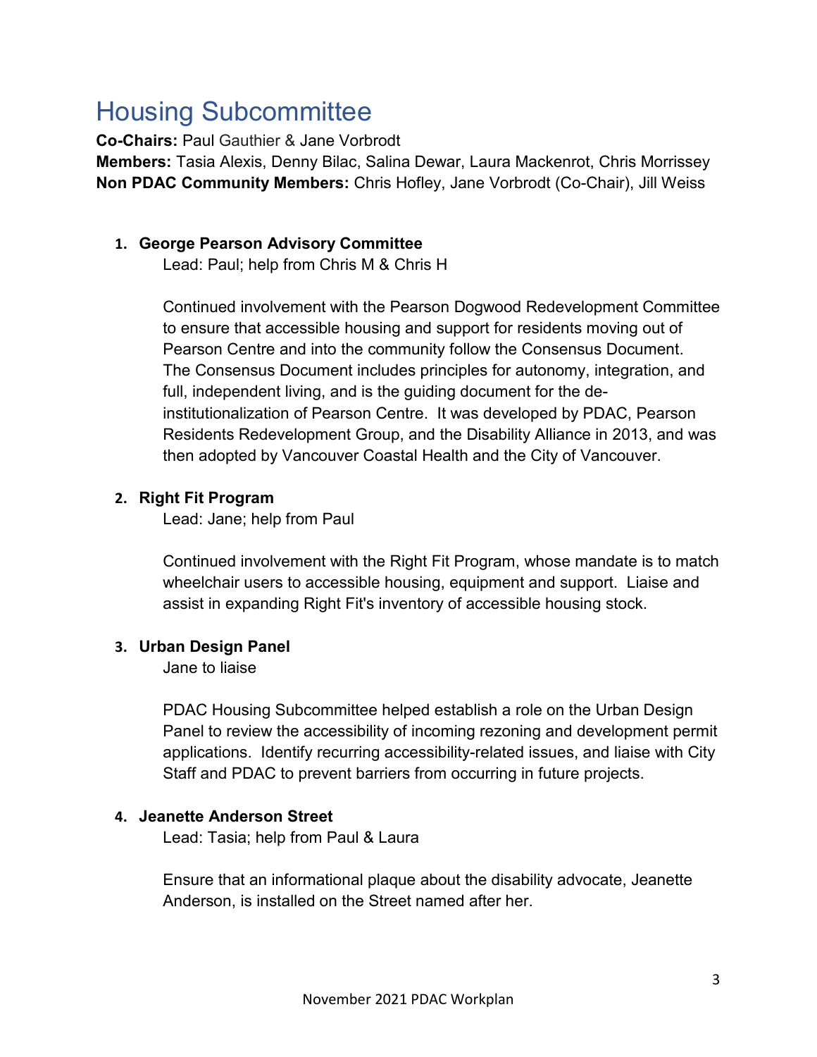# Housing Subcommittee

**Co-Chairs:** Paul Gauthier & Jane Vorbrodt
**Members:** Tasia Alexis, Denny Bilac, Salina Dewar, Laura Mackenrot, Chris Morrissey
**Non PDAC Community Members:** Chris Hofley, Jane Vorbrodt (Co-Chair), Jill Weiss

1. **George Pearson Advisory Committee**
   Lead: Paul; help from Chris M & Chris H

   Continued involvement with the Pearson Dogwood Redevelopment Committee to ensure that accessible housing and support for residents moving out of Pearson Centre and into the community follow the Consensus Document. The Consensus Document includes principles for autonomy, integration, and full, independent living, and is the guiding document for the de-institutionalization of Pearson Centre. It was developed by PDAC, Pearson Residents Redevelopment Group, and the Disability Alliance in 2013, and was then adopted by Vancouver Coastal Health and the City of Vancouver.

2. **Right Fit Program**
   Lead: Jane; help from Paul

   Continued involvement with the Right Fit Program, whose mandate is to match wheelchair users to accessible housing, equipment and support. Liaise and assist in expanding Right Fit's inventory of accessible housing stock.

3. **Urban Design Panel**
   Jane to liaise

   PDAC Housing Subcommittee helped establish a role on the Urban Design Panel to review the accessibility of incoming rezoning and development permit applications. Identify recurring accessibility-related issues, and liaise with City Staff and PDAC to prevent barriers from occurring in future projects.

4. **Jeanette Anderson Street**
   Lead: Tasia; help from Paul & Laura

   Ensure that an informational plaque about the disability advocate, Jeanette Anderson, is installed on the Street named after her.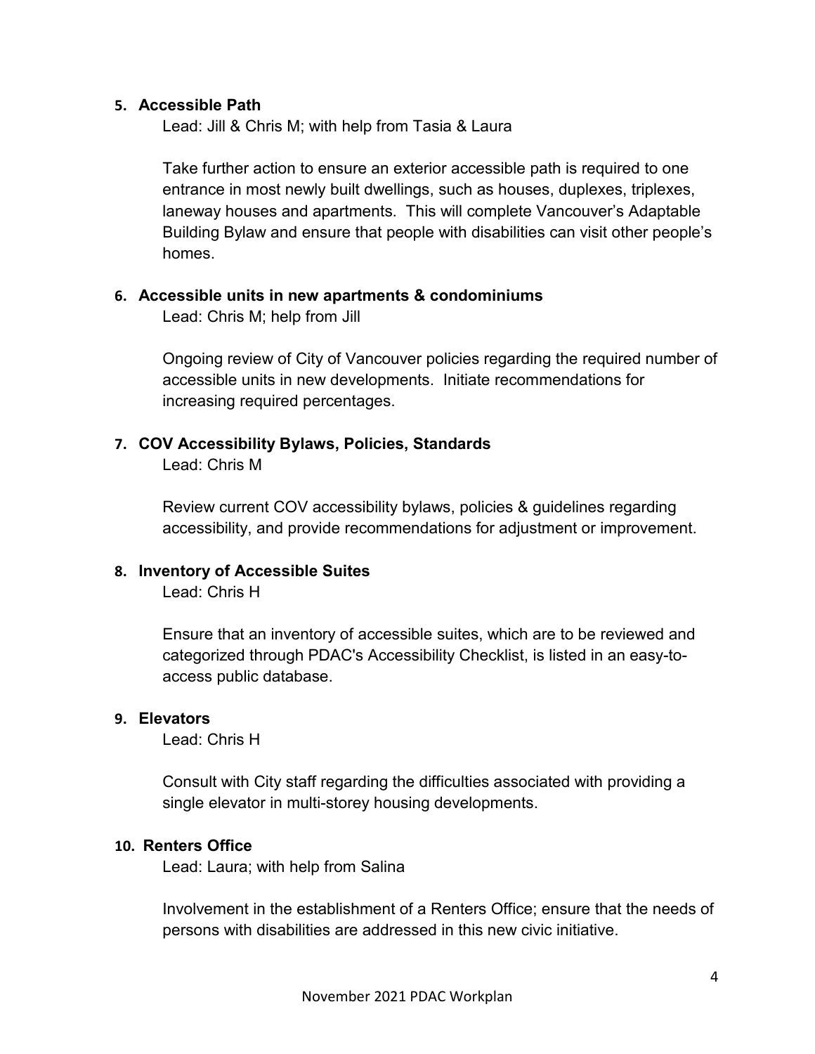5. **Accessible Path**

   Lead: Jill & Chris M; with help from Tasia & Laura

   Take further action to ensure an exterior accessible path is required to one entrance in most newly built dwellings, such as houses, duplexes, triplexes, laneway houses and apartments. This will complete Vancouver's Adaptable Building Bylaw and ensure that people with disabilities can visit other people's homes.

6. **Accessible units in new apartments & condominiums**

   Lead: Chris M; help from Jill

   Ongoing review of City of Vancouver policies regarding the required number of accessible units in new developments. Initiate recommendations for increasing required percentages.

7. **COV Accessibility Bylaws, Policies, Standards**

   Lead: Chris M

   Review current COV accessibility bylaws, policies & guidelines regarding accessibility, and provide recommendations for adjustment or improvement.

8. **Inventory of Accessible Suites**

   Lead: Chris H

   Ensure that an inventory of accessible suites, which are to be reviewed and categorized through PDAC's Accessibility Checklist, is listed in an easy-to-access public database.

9. **Elevators**

   Lead: Chris H

   Consult with City staff regarding the difficulties associated with providing a single elevator in multi-storey housing developments.

10. **Renters Office**

    Lead: Laura; with help from Salina

    Involvement in the establishment of a Renters Office; ensure that the needs of persons with disabilities are addressed in this new civic initiative.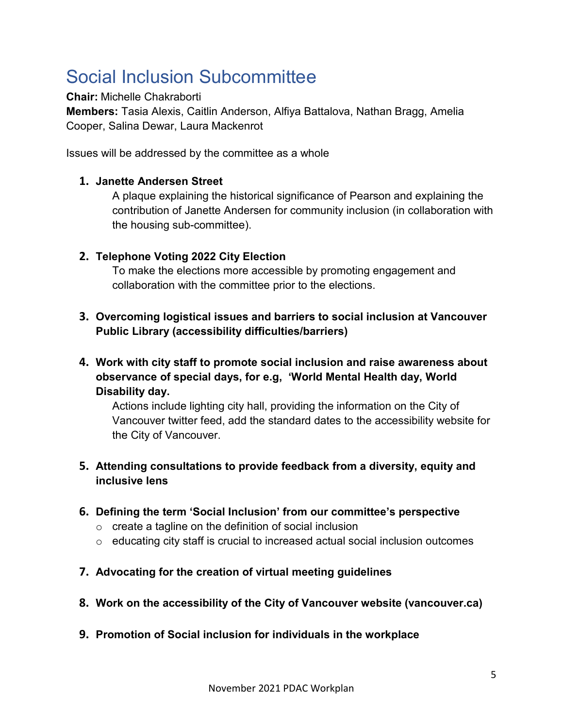# Social Inclusion Subcommittee

**Chair:** Michelle Chakraborti
**Members:** Tasia Alexis, Caitlin Anderson, Alfiya Battalova, Nathan Bragg, Amelia Cooper, Salina Dewar, Laura Mackenrot

Issues will be addressed by the committee as a whole

1. **Janette Andersen Street**
   A plaque explaining the historical significance of Pearson and explaining the contribution of Janette Andersen for community inclusion (in collaboration with the housing sub-committee).

2. **Telephone Voting 2022 City Election**
   To make the elections more accessible by promoting engagement and collaboration with the committee prior to the elections.

3. **Overcoming logistical issues and barriers to social inclusion at Vancouver Public Library (accessibility difficulties/barriers)**

4. **Work with city staff to promote social inclusion and raise awareness about observance of special days, for e.g, 'World Mental Health day, World Disability day.**
   Actions include lighting city hall, providing the information on the City of Vancouver twitter feed, add the standard dates to the accessibility website for the City of Vancouver.

5. **Attending consultations to provide feedback from a diversity, equity and inclusive lens**

6. **Defining the term 'Social Inclusion' from our committee's perspective**
   - create a tagline on the definition of social inclusion
   - educating city staff is crucial to increased actual social inclusion outcomes

7. **Advocating for the creation of virtual meeting guidelines**

8. **Work on the accessibility of the City of Vancouver website (vancouver.ca)**

9. **Promotion of Social inclusion for individuals in the workplace**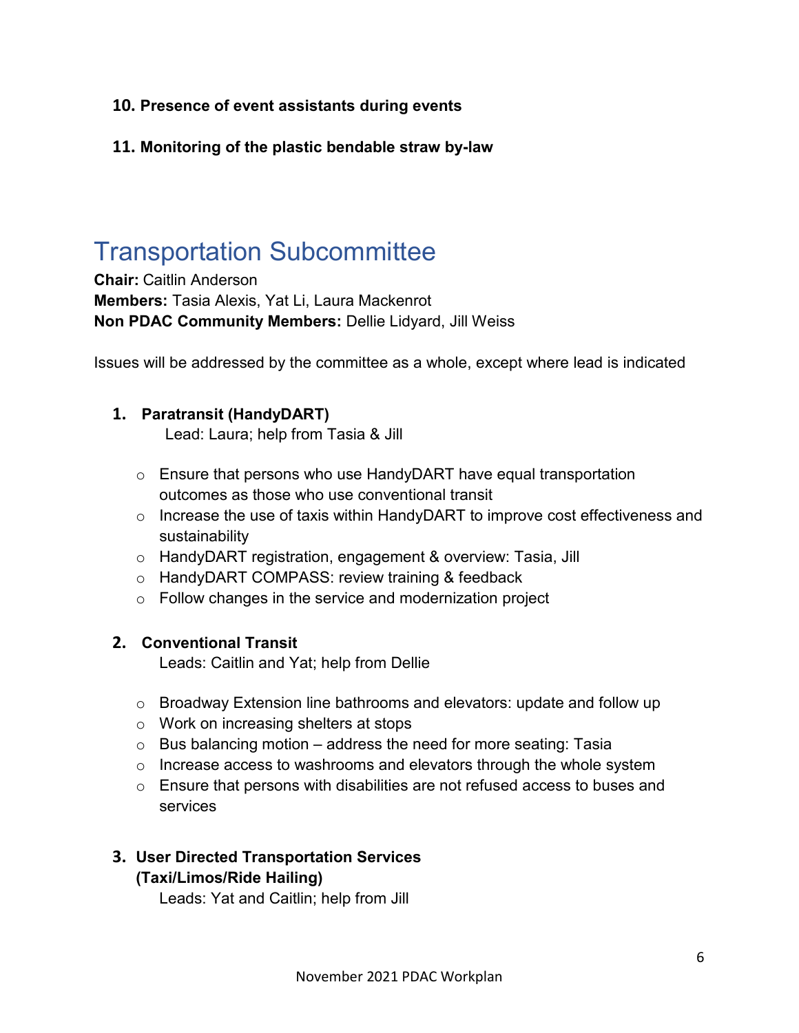**10. Presence of event assistants during events**

**11. Monitoring of the plastic bendable straw by-law**

# Transportation Subcommittee

**Chair:** Caitlin Anderson
**Members:** Tasia Alexis, Yat Li, Laura Mackenrot
**Non PDAC Community Members:** Dellie Lidyard, Jill Weiss

Issues will be addressed by the committee as a whole, except where lead is indicated

1. **Paratransit (HandyDART)**
   Lead: Laura; help from Tasia & Jill

   - Ensure that persons who use HandyDART have equal transportation outcomes as those who use conventional transit
   - Increase the use of taxis within HandyDART to improve cost effectiveness and sustainability
   - HandyDART registration, engagement & overview: Tasia, Jill
   - HandyDART COMPASS: review training & feedback
   - Follow changes in the service and modernization project

2. **Conventional Transit**
   Leads: Caitlin and Yat; help from Dellie

   - Broadway Extension line bathrooms and elevators: update and follow up
   - Work on increasing shelters at stops
   - Bus balancing motion – address the need for more seating: Tasia
   - Increase access to washrooms and elevators through the whole system
   - Ensure that persons with disabilities are not refused access to buses and services

3. **User Directed Transportation Services (Taxi/Limos/Ride Hailing)**
   Leads: Yat and Caitlin; help from Jill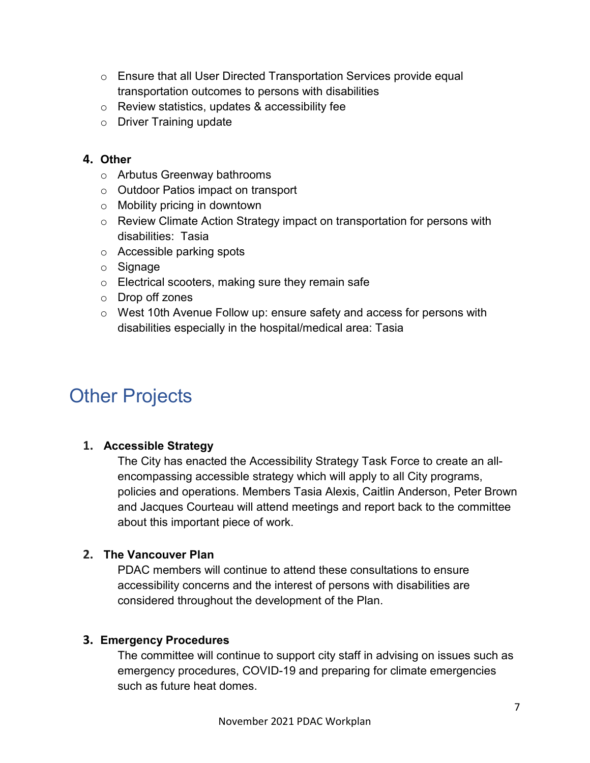- Ensure that all User Directed Transportation Services provide equal transportation outcomes to persons with disabilities
- Review statistics, updates & accessibility fee
- Driver Training update

**4. Other**

- Arbutus Greenway bathrooms
- Outdoor Patios impact on transport
- Mobility pricing in downtown
- Review Climate Action Strategy impact on transportation for persons with disabilities: Tasia
- Accessible parking spots
- Signage
- Electrical scooters, making sure they remain safe
- Drop off zones
- West 10th Avenue Follow up: ensure safety and access for persons with disabilities especially in the hospital/medical area: Tasia

# Other Projects

**1. Accessible Strategy**

The City has enacted the Accessibility Strategy Task Force to create an all-encompassing accessible strategy which will apply to all City programs, policies and operations. Members Tasia Alexis, Caitlin Anderson, Peter Brown and Jacques Courteau will attend meetings and report back to the committee about this important piece of work.

**2. The Vancouver Plan**

PDAC members will continue to attend these consultations to ensure accessibility concerns and the interest of persons with disabilities are considered throughout the development of the Plan.

**3. Emergency Procedures**

The committee will continue to support city staff in advising on issues such as emergency procedures, COVID-19 and preparing for climate emergencies such as future heat domes.